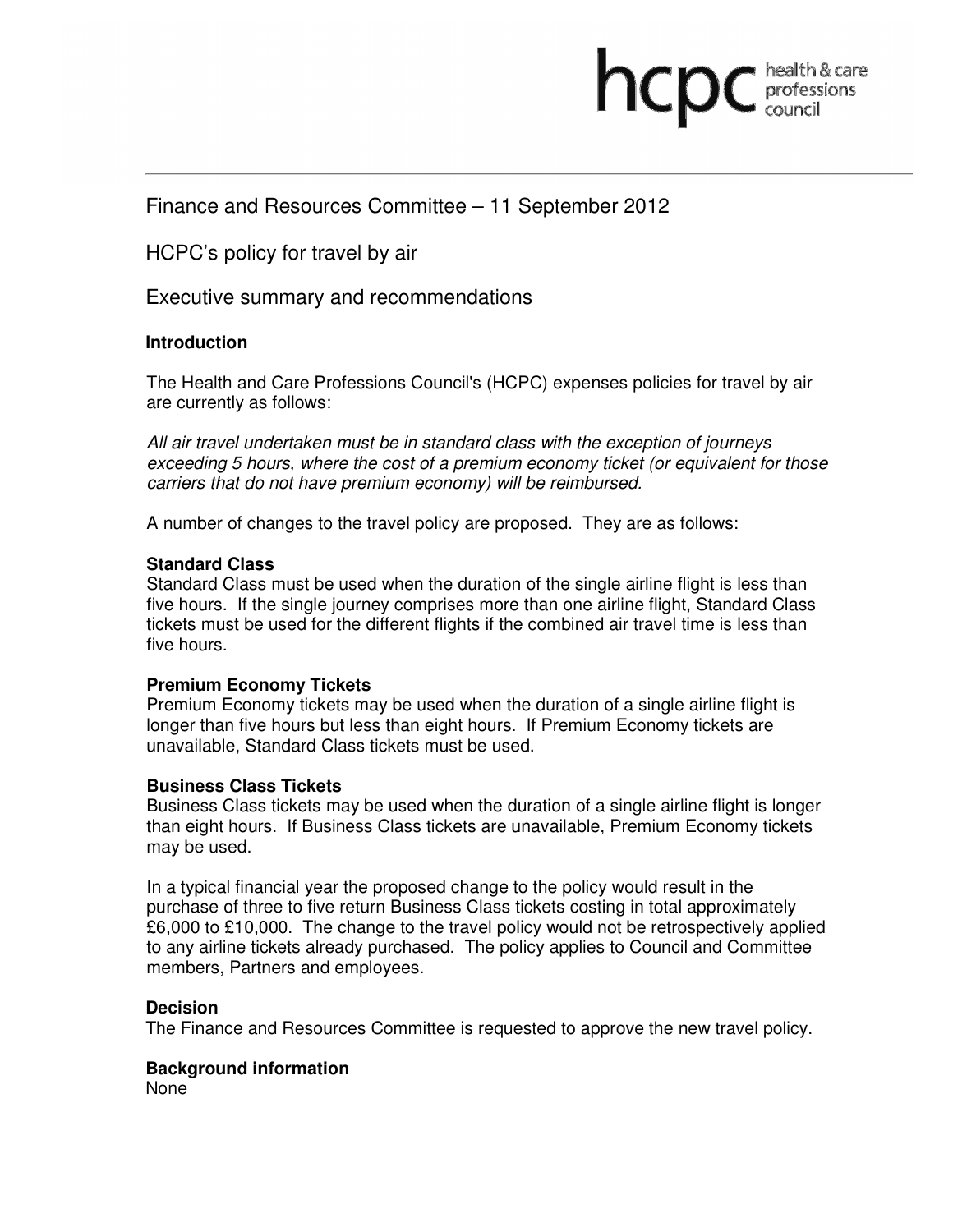Finance and Resources Committee – 11 September 2012

HCPC's policy for travel by air

Executive summary and recommendations

### Introduction

The Health and Care Professions Council's (HCPC) expenses policies for travel by air are currently as follows:

*All air travel undertaken must be in standard class with the exception of journeys exceeding 5 hours, where the cost of a premium economy ticket (or equivalent for those carriers that do not have premium economy) will be reimbursed.*

A number of changes to the travel policy are proposed. They are as follows:

**Standard Class**
Standard Class must be used when the duration of the single airline flight is less than five hours. If the single journey comprises more than one airline flight, Standard Class tickets must be used for the different flights if the combined air travel time is less than five hours.

**Premium Economy Tickets**
Premium Economy tickets may be used when the duration of a single airline flight is longer than five hours but less than eight hours. If Premium Economy tickets are unavailable, Standard Class tickets must be used.

**Business Class Tickets**
Business Class tickets may be used when the duration of a single airline flight is longer than eight hours. If Business Class tickets are unavailable, Premium Economy tickets may be used.

In a typical financial year the proposed change to the policy would result in the purchase of three to five return Business Class tickets costing in total approximately £6,000 to £10,000. The change to the travel policy would not be retrospectively applied to any airline tickets already purchased. The policy applies to Council and Committee members, Partners and employees.

### Decision

The Finance and Resources Committee is requested to approve the new travel policy.

### Background information

None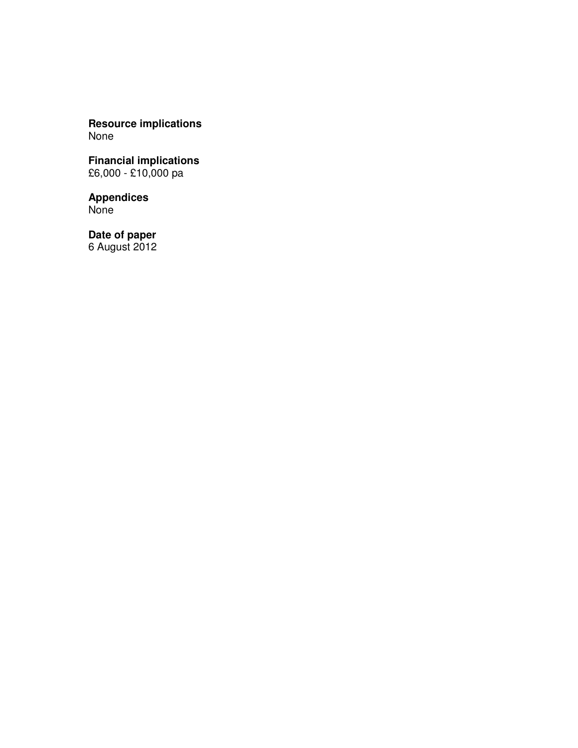**Resource implications**
None

**Financial implications**
£6,000 - £10,000 pa

**Appendices**
None

**Date of paper**
6 August 2012